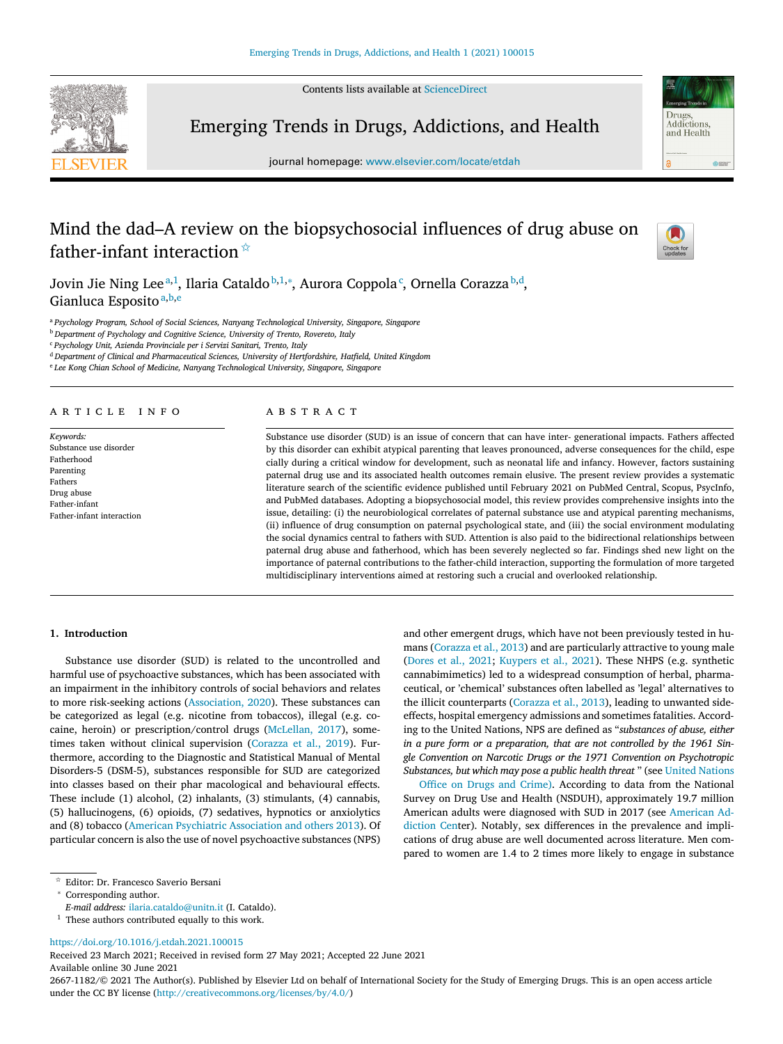# Mind the dad–A review on the biopsychosocial influences of drug abuse on father-infant interaction ☆

Jovin Jie Ning Lee[a,1], Ilaria Cataldo[b,1,*], Aurora Coppola[c], Ornella Corazza[b,d], Gianluca Esposito[a,b,e]

[a] Psychology Program, School of Social Sciences, Nanyang Technological University, Singapore, Singapore
[b] Department of Psychology and Cognitive Science, University of Trento, Rovereto, Italy
[c] Psychology Unit, Azienda Provinciale per i Servizi Sanitari, Trento, Italy
[d] Department of Clinical and Pharmaceutical Sciences, University of Hertfordshire, Hatfield, United Kingdom
[e] Lee Kong Chian School of Medicine, Nanyang Technological University, Singapore, Singapore

## ARTICLE INFO

*Keywords:*
Substance use disorder
Fatherhood
Parenting
Fathers
Drug abuse
Father-infant
Father-infant interaction

## ABSTRACT

Substance use disorder (SUD) is an issue of concern that can have inter- generational impacts. Fathers affected by this disorder can exhibit atypical parenting that leaves pronounced, adverse consequences for the child, espe cially during a critical window for development, such as neonatal life and infancy. However, factors sustaining paternal drug use and its associated health outcomes remain elusive. The present review provides a systematic literature search of the scientific evidence published until February 2021 on PubMed Central, Scopus, PsycInfo, and PubMed databases. Adopting a biopsychosocial model, this review provides comprehensive insights into the issue, detailing: (i) the neurobiological correlates of paternal substance use and atypical parenting mechanisms, (ii) influence of drug consumption on paternal psychological state, and (iii) the social environment modulating the social dynamics central to fathers with SUD. Attention is also paid to the bidirectional relationships between paternal drug abuse and fatherhood, which has been severely neglected so far. Findings shed new light on the importance of paternal contributions to the father-child interaction, supporting the formulation of more targeted multidisciplinary interventions aimed at restoring such a crucial and overlooked relationship.

## 1. Introduction

Substance use disorder (SUD) is related to the uncontrolled and harmful use of psychoactive substances, which has been associated with an impairment in the inhibitory controls of social behaviors and relates to more risk-seeking actions (Association, 2020). These substances can be categorized as legal (e.g. nicotine from tobaccos), illegal (e.g. cocaine, heroin) or prescription/control drugs (McLellan, 2017), sometimes taken without clinical supervision (Corazza et al., 2019). Furthermore, according to the Diagnostic and Statistical Manual of Mental Disorders-5 (DSM-5), substances responsible for SUD are categorized into classes based on their phar macological and behavioural effects. These include (1) alcohol, (2) inhalants, (3) stimulants, (4) cannabis, (5) hallucinogens, (6) opioids, (7) sedatives, hypnotics or anxiolytics and (8) tobacco (American Psychiatric Association and others 2013). Of particular concern is also the use of novel psychoactive substances (NPS) and other emergent drugs, which have not been previously tested in humans (Corazza et al., 2013) and are particularly attractive to young male (Dores et al., 2021; Kuypers et al., 2021). These NHPS (e.g. synthetic cannabimimetics) led to a widespread consumption of herbal, pharmaceutical, or 'chemical' substances often labelled as 'legal' alternatives to the illicit counterparts (Corazza et al., 2013), leading to unwanted side-effects, hospital emergency admissions and sometimes fatalities. According to the United Nations, NPS are defined as "*substances of abuse, either in a pure form or a preparation, that are not controlled by the 1961 Single Convention on Narcotic Drugs or the 1971 Convention on Psychotropic Substances, but which may pose a public health threat* " (see United Nations Office on Drugs and Crime). According to data from the National Survey on Drug Use and Health (NSDUH), approximately 19.7 million American adults were diagnosed with SUD in 2017 (see American Addiction Center). Notably, sex differences in the prevalence and implications of drug abuse are well documented across literature. Men compared to women are 1.4 to 2 times more likely to engage in substance

☆ Editor: Dr. Francesco Saverio Bersani
\* Corresponding author.
*E-mail address:* ilaria.cataldo@unitn.it (I. Cataldo).
[1] These authors contributed equally to this work.

https://doi.org/10.1016/j.etdah.2021.100015
Received 23 March 2021; Received in revised form 27 May 2021; Accepted 22 June 2021
Available online 30 June 2021
2667-1182/© 2021 The Author(s). Published by Elsevier Ltd on behalf of International Society for the Study of Emerging Drugs. This is an open access article under the CC BY license (http://creativecommons.org/licenses/by/4.0/)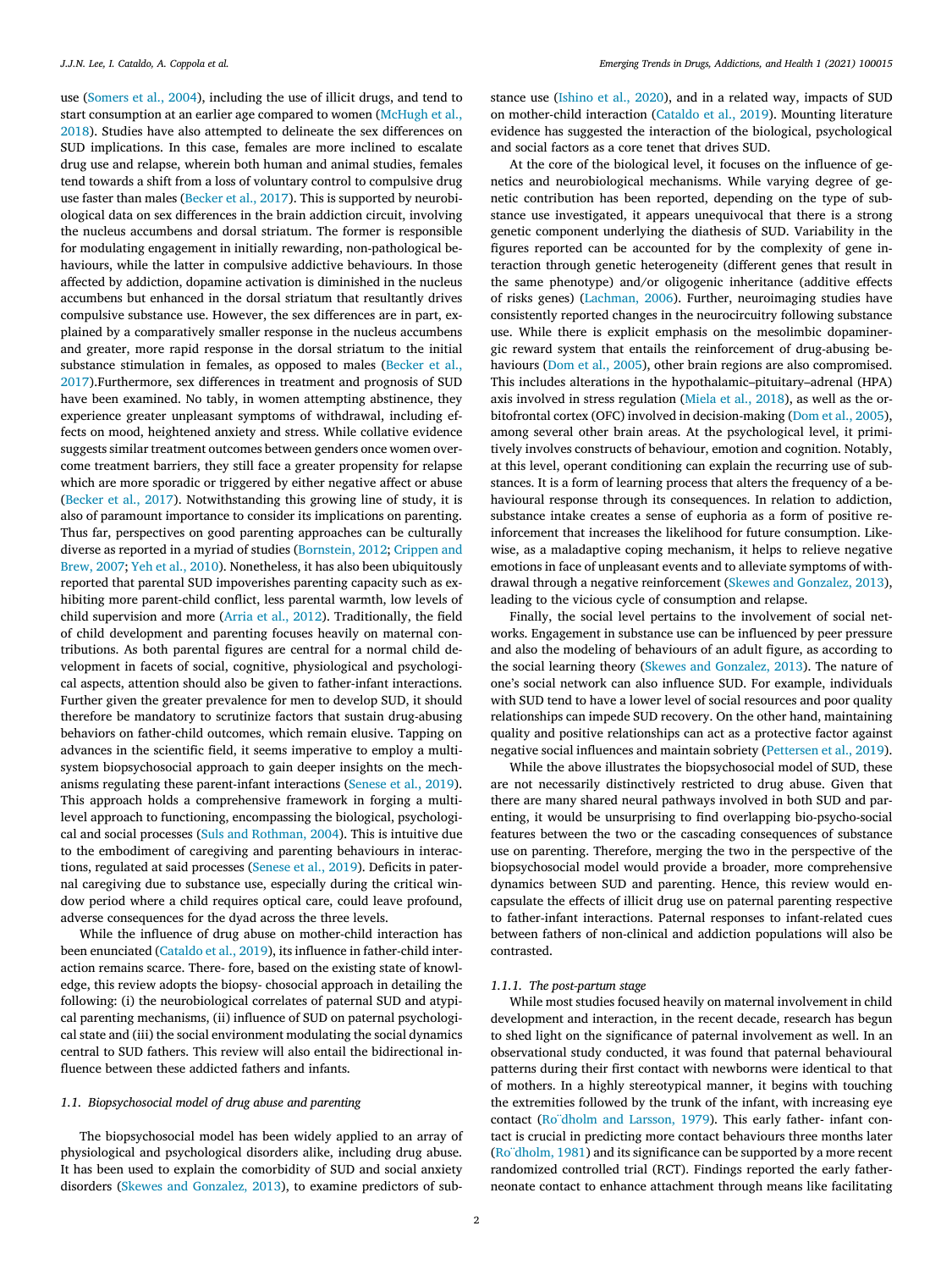use (Somers et al., 2004), including the use of illicit drugs, and tend to start consumption at an earlier age compared to women (McHugh et al., 2018). Studies have also attempted to delineate the sex differences on SUD implications. In this case, females are more inclined to escalate drug use and relapse, wherein both human and animal studies, females tend towards a shift from a loss of voluntary control to compulsive drug use faster than males (Becker et al., 2017). This is supported by neurobiological data on sex differences in the brain addiction circuit, involving the nucleus accumbens and dorsal striatum. The former is responsible for modulating engagement in initially rewarding, non-pathological behaviours, while the latter in compulsive addictive behaviours. In those affected by addiction, dopamine activation is diminished in the nucleus accumbens but enhanced in the dorsal striatum that resultantly drives compulsive substance use. However, the sex differences are in part, explained by a comparatively smaller response in the nucleus accumbens and greater, more rapid response in the dorsal striatum to the initial substance stimulation in females, as opposed to males (Becker et al., 2017).Furthermore, sex differences in treatment and prognosis of SUD have been examined. No tably, in women attempting abstinence, they experience greater unpleasant symptoms of withdrawal, including effects on mood, heightened anxiety and stress. While collative evidence suggests similar treatment outcomes between genders once women overcome treatment barriers, they still face a greater propensity for relapse which are more sporadic or triggered by either negative affect or abuse (Becker et al., 2017). Notwithstanding this growing line of study, it is also of paramount importance to consider its implications on parenting. Thus far, perspectives on good parenting approaches can be culturally diverse as reported in a myriad of studies (Bornstein, 2012; Crippen and Brew, 2007; Yeh et al., 2010). Nonetheless, it has also been ubiquitously reported that parental SUD impoverishes parenting capacity such as exhibiting more parent-child conflict, less parental warmth, low levels of child supervision and more (Arria et al., 2012). Traditionally, the field of child development and parenting focuses heavily on maternal contributions. As both parental figures are central for a normal child development in facets of social, cognitive, physiological and psychological aspects, attention should also be given to father-infant interactions. Further given the greater prevalence for men to develop SUD, it should therefore be mandatory to scrutinize factors that sustain drug-abusing behaviors on father-child outcomes, which remain elusive. Tapping on advances in the scientific field, it seems imperative to employ a multi-system biopsychosocial approach to gain deeper insights on the mechanisms regulating these parent-infant interactions (Senese et al., 2019). This approach holds a comprehensive framework in forging a multi-level approach to functioning, encompassing the biological, psychological and social processes (Suls and Rothman, 2004). This is intuitive due to the embodiment of caregiving and parenting behaviours in interactions, regulated at said processes (Senese et al., 2019). Deficits in paternal caregiving due to substance use, especially during the critical window period where a child requires optical care, could leave profound, adverse consequences for the dyad across the three levels.

While the influence of drug abuse on mother-child interaction has been enunciated (Cataldo et al., 2019), its influence in father-child interaction remains scarce. There- fore, based on the existing state of knowledge, this review adopts the biopsy- chosocial approach in detailing the following: (i) the neurobiological correlates of paternal SUD and atypical parenting mechanisms, (ii) influence of SUD on paternal psychological state and (iii) the social environment modulating the social dynamics central to SUD fathers. This review will also entail the bidirectional influence between these addicted fathers and infants.

### 1.1. Biopsychosocial model of drug abuse and parenting

The biopsychosocial model has been widely applied to an array of physiological and psychological disorders alike, including drug abuse. It has been used to explain the comorbidity of SUD and social anxiety disorders (Skewes and Gonzalez, 2013), to examine predictors of substance use (Ishino et al., 2020), and in a related way, impacts of SUD on mother-child interaction (Cataldo et al., 2019). Mounting literature evidence has suggested the interaction of the biological, psychological and social factors as a core tenet that drives SUD.

At the core of the biological level, it focuses on the influence of genetics and neurobiological mechanisms. While varying degree of genetic contribution has been reported, depending on the type of substance use investigated, it appears unequivocal that there is a strong genetic component underlying the diathesis of SUD. Variability in the figures reported can be accounted for by the complexity of gene interaction through genetic heterogeneity (different genes that result in the same phenotype) and/or oligogenic inheritance (additive effects of risks genes) (Lachman, 2006). Further, neuroimaging studies have consistently reported changes in the neurocircuitry following substance use. While there is explicit emphasis on the mesolimbic dopaminergic reward system that entails the reinforcement of drug-abusing behaviours (Dom et al., 2005), other brain regions are also compromised. This includes alterations in the hypothalamic–pituitary–adrenal (HPA) axis involved in stress regulation (Miela et al., 2018), as well as the orbitofrontal cortex (OFC) involved in decision-making (Dom et al., 2005), among several other brain areas. At the psychological level, it primitively involves constructs of behaviour, emotion and cognition. Notably, at this level, operant conditioning can explain the recurring use of substances. It is a form of learning process that alters the frequency of a behavioural response through its consequences. In relation to addiction, substance intake creates a sense of euphoria as a form of positive reinforcement that increases the likelihood for future consumption. Likewise, as a maladaptive coping mechanism, it helps to relieve negative emotions in face of unpleasant events and to alleviate symptoms of withdrawal through a negative reinforcement (Skewes and Gonzalez, 2013), leading to the vicious cycle of consumption and relapse.

Finally, the social level pertains to the involvement of social networks. Engagement in substance use can be influenced by peer pressure and also the modeling of behaviours of an adult figure, as according to the social learning theory (Skewes and Gonzalez, 2013). The nature of one's social network can also influence SUD. For example, individuals with SUD tend to have a lower level of social resources and poor quality relationships can impede SUD recovery. On the other hand, maintaining quality and positive relationships can act as a protective factor against negative social influences and maintain sobriety (Pettersen et al., 2019).

While the above illustrates the biopsychosocial model of SUD, these are not necessarily distinctively restricted to drug abuse. Given that there are many shared neural pathways involved in both SUD and parenting, it would be unsurprising to find overlapping bio-psycho-social features between the two or the cascading consequences of substance use on parenting. Therefore, merging the two in the perspective of the biopsychosocial model would provide a broader, more comprehensive dynamics between SUD and parenting. Hence, this review would encapsulate the effects of illicit drug use on paternal parenting respective to father-infant interactions. Paternal responses to infant-related cues between fathers of non-clinical and addiction populations will also be contrasted.

#### 1.1.1. The post-partum stage

While most studies focused heavily on maternal involvement in child development and interaction, in the recent decade, research has begun to shed light on the significance of paternal involvement as well. In an observational study conducted, it was found that paternal behavioural patterns during their first contact with newborns were identical to that of mothers. In a highly stereotypical manner, it begins with touching the extremities followed by the trunk of the infant, with increasing eye contact (Rödholm and Larsson, 1979). This early father- infant contact is crucial in predicting more contact behaviours three months later (Rödholm, 1981) and its significance can be supported by a more recent randomized controlled trial (RCT). Findings reported the early father-neonate contact to enhance attachment through means like facilitating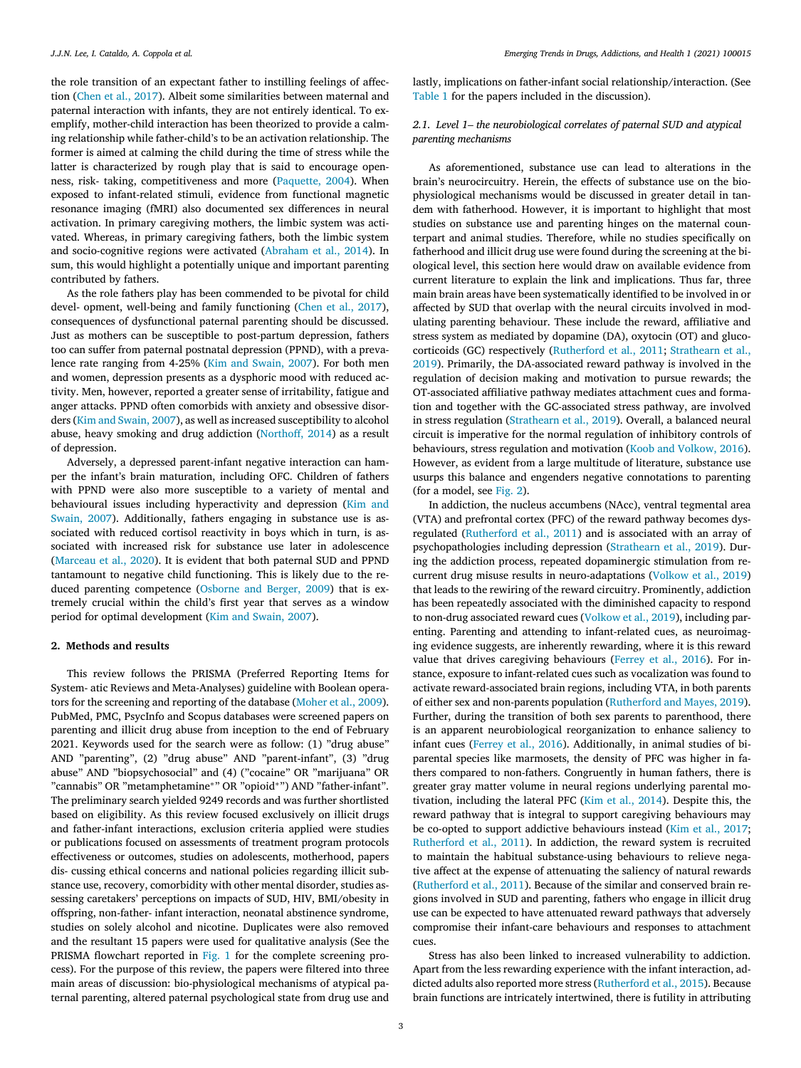the role transition of an expectant father to instilling feelings of affection (Chen et al., 2017). Albeit some similarities between maternal and paternal interaction with infants, they are not entirely identical. To exemplify, mother-child interaction has been theorized to provide a calming relationship while father-child's to be an activation relationship. The former is aimed at calming the child during the time of stress while the latter is characterized by rough play that is said to encourage openness, risk- taking, competitiveness and more (Paquette, 2004). When exposed to infant-related stimuli, evidence from functional magnetic resonance imaging (fMRI) also documented sex differences in neural activation. In primary caregiving mothers, the limbic system was activated. Whereas, in primary caregiving fathers, both the limbic system and socio-cognitive regions were activated (Abraham et al., 2014). In sum, this would highlight a potentially unique and important parenting contributed by fathers.

As the role fathers play has been commended to be pivotal for child devel- opment, well-being and family functioning (Chen et al., 2017), consequences of dysfunctional paternal parenting should be discussed. Just as mothers can be susceptible to post-partum depression, fathers too can suffer from paternal postnatal depression (PPND), with a prevalence rate ranging from 4-25% (Kim and Swain, 2007). For both men and women, depression presents as a dysphoric mood with reduced activity. Men, however, reported a greater sense of irritability, fatigue and anger attacks. PPND often comorbids with anxiety and obsessive disorders (Kim and Swain, 2007), as well as increased susceptibility to alcohol abuse, heavy smoking and drug addiction (Northoff, 2014) as a result of depression.

Adversely, a depressed parent-infant negative interaction can hamper the infant's brain maturation, including OFC. Children of fathers with PPND were also more susceptible to a variety of mental and behavioural issues including hyperactivity and depression (Kim and Swain, 2007). Additionally, fathers engaging in substance use is associated with reduced cortisol reactivity in boys which in turn, is associated with increased risk for substance use later in adolescence (Marceau et al., 2020). It is evident that both paternal SUD and PPND tantamount to negative child functioning. This is likely due to the reduced parenting competence (Osborne and Berger, 2009) that is extremely crucial within the child's first year that serves as a window period for optimal development (Kim and Swain, 2007).

## 2. Methods and results

This review follows the PRISMA (Preferred Reporting Items for System- atic Reviews and Meta-Analyses) guideline with Boolean operators for the screening and reporting of the database (Moher et al., 2009). PubMed, PMC, PsycInfo and Scopus databases were screened papers on parenting and illicit drug abuse from inception to the end of February 2021. Keywords used for the search were as follow: (1) "drug abuse" AND "parenting", (2) "drug abuse" AND "parent-infant", (3) "drug abuse" AND "biopsychosocial" and (4) ("cocaine" OR "marijuana" OR "cannabis" OR "metamphetamine*" OR "opioid*") AND "father-infant". The preliminary search yielded 9249 records and was further shortlisted based on eligibility. As this review focused exclusively on illicit drugs and father-infant interactions, exclusion criteria applied were studies or publications focused on assessments of treatment program protocols effectiveness or outcomes, studies on adolescents, motherhood, papers dis- cussing ethical concerns and national policies regarding illicit substance use, recovery, comorbidity with other mental disorder, studies assessing caretakers' perceptions on impacts of SUD, HIV, BMI/obesity in offspring, non-father- infant interaction, neonatal abstinence syndrome, studies on solely alcohol and nicotine. Duplicates were also removed and the resultant 15 papers were used for qualitative analysis (See the PRISMA flowchart reported in Fig. 1 for the complete screening process). For the purpose of this review, the papers were filtered into three main areas of discussion: bio-physiological mechanisms of atypical paternal parenting, altered paternal psychological state from drug use and lastly, implications on father-infant social relationship/interaction. (See Table 1 for the papers included in the discussion).

### 2.1. Level 1– the neurobiological correlates of paternal SUD and atypical parenting mechanisms

As aforementioned, substance use can lead to alterations in the brain's neurocircuitry. Herein, the effects of substance use on the bio-physiological mechanisms would be discussed in greater detail in tandem with fatherhood. However, it is important to highlight that most studies on substance use and parenting hinges on the maternal counterpart and animal studies. Therefore, while no studies specifically on fatherhood and illicit drug use were found during the screening at the biological level, this section here would draw on available evidence from current literature to explain the link and implications. Thus far, three main brain areas have been systematically identified to be involved in or affected by SUD that overlap with the neural circuits involved in modulating parenting behaviour. These include the reward, affiliative and stress system as mediated by dopamine (DA), oxytocin (OT) and glucocorticoids (GC) respectively (Rutherford et al., 2011; Strathearn et al., 2019). Primarily, the DA-associated reward pathway is involved in the regulation of decision making and motivation to pursue rewards; the OT-associated affiliative pathway mediates attachment cues and formation and together with the GC-associated stress pathway, are involved in stress regulation (Strathearn et al., 2019). Overall, a balanced neural circuit is imperative for the normal regulation of inhibitory controls of behaviours, stress regulation and motivation (Koob and Volkow, 2016). However, as evident from a large multitude of literature, substance use usurps this balance and engenders negative connotations to parenting (for a model, see Fig. 2).

In addiction, the nucleus accumbens (NAcc), ventral tegmental area (VTA) and prefrontal cortex (PFC) of the reward pathway becomes dysregulated (Rutherford et al., 2011) and is associated with an array of psychopathologies including depression (Strathearn et al., 2019). During the addiction process, repeated dopaminergic stimulation from recurrent drug misuse results in neuro-adaptations (Volkow et al., 2019) that leads to the rewiring of the reward circuitry. Prominently, addiction has been repeatedly associated with the diminished capacity to respond to non-drug associated reward cues (Volkow et al., 2019), including parenting. Parenting and attending to infant-related cues, as neuroimaging evidence suggests, are inherently rewarding, where it is this reward value that drives caregiving behaviours (Ferrey et al., 2016). For instance, exposure to infant-related cues such as vocalization was found to activate reward-associated brain regions, including VTA, in both parents of either sex and non-parents population (Rutherford and Mayes, 2019). Further, during the transition of both sex parents to parenthood, there is an apparent neurobiological reorganization to enhance saliency to infant cues (Ferrey et al., 2016). Additionally, in animal studies of biparental species like marmosets, the density of PFC was higher in fathers compared to non-fathers. Congruently in human fathers, there is greater gray matter volume in neural regions underlying parental motivation, including the lateral PFC (Kim et al., 2014). Despite this, the reward pathway that is integral to support caregiving behaviours may be co-opted to support addictive behaviours instead (Kim et al., 2017; Rutherford et al., 2011). In addiction, the reward system is recruited to maintain the habitual substance-using behaviours to relieve negative affect at the expense of attenuating the saliency of natural rewards (Rutherford et al., 2011). Because of the similar and conserved brain regions involved in SUD and parenting, fathers who engage in illicit drug use can be expected to have attenuated reward pathways that adversely compromise their infant-care behaviours and responses to attachment cues.

Stress has also been linked to increased vulnerability to addiction. Apart from the less rewarding experience with the infant interaction, addicted adults also reported more stress (Rutherford et al., 2015). Because brain functions are intricately intertwined, there is futility in attributing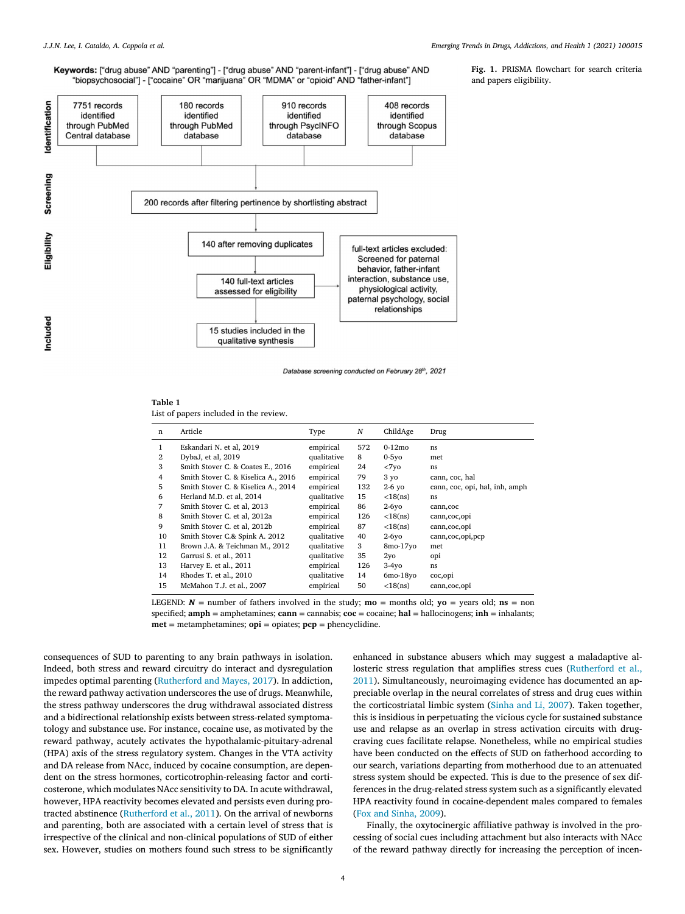Keywords: ["drug abuse" AND "parenting"] - ["drug abuse" AND "parent-infant"] - ["drug abuse" AND "biopsychosocial"] - ["cocaine" OR "marijuana" OR "MDMA" OR "opioid" AND "father-infant"]

Identification

7751 records identified through PubMed Central database

180 records identified through PubMed database

910 records identified through PsycINFO database

408 records identified through Scopus database

Screening

200 records after filtering pertinence by shortlisting abstract

Eligibility

140 after removing duplicates

140 full-text articles assessed for eligibility

full-text articles excluded: Screened for paternal behavior, father-infant interaction, substance use, physiological activity, paternal psychology, social relationships

Included

15 studies included in the qualitative synthesis

*Database screening conducted on February 28th, 2021*

**Fig. 1.** PRISMA flowchart for search criteria and papers eligibility.

**Table 1**
List of papers included in the review.

| n | Article | Type | *N* | ChildAge | Drug |
|---|---|---|---|---|---|
| 1 | Eskandari N. et al, 2019 | empirical | 572 | 0-12mo | ns |
| 2 | DybaJ, et al, 2019 | qualitative | 8 | 0-5yo | met |
| 3 | Smith Stover C. & Coates E., 2016 | empirical | 24 | <7yo | ns |
| 4 | Smith Stover C. & Kiselica A., 2016 | empirical | 79 | 3 yo | cann, coc, hal |
| 5 | Smith Stover C. & Kiselica A., 2014 | empirical | 132 | 2-6 yo | cann, coc, opi, hal, inh, amph |
| 6 | Herland M.D. et al, 2014 | qualitative | 15 | <18(ns) | ns |
| 7 | Smith Stover C. et al, 2013 | empirical | 86 | 2-6yo | cann,coc |
| 8 | Smith Stover C. et al, 2012a | empirical | 126 | <18(ns) | cann,coc,opi |
| 9 | Smith Stover C. et al, 2012b | empirical | 87 | <18(ns) | cann,coc,opi |
| 10 | Smith Stover C.& Spink A. 2012 | qualitative | 40 | 2-6yo | cann,coc,opi,pcp |
| 11 | Brown J.A. & Teichman M., 2012 | qualitative | 3 | 8mo-17yo | met |
| 12 | Garrusi S. et al., 2011 | qualitative | 35 | 2yo | opi |
| 13 | Harvey E. et al., 2011 | empirical | 126 | 3-4yo | ns |
| 14 | Rhodes T. et al., 2010 | qualitative | 14 | 6mo-18yo | coc,opi |
| 15 | McMahon T.J. et al., 2007 | empirical | 50 | <18(ns) | cann,coc,opi |

LEGEND: ***N*** = number of fathers involved in the study; **mo** = months old; **yo** = years old; **ns** = non specified; **amph** = amphetamines; **cann** = cannabis; **coc** = cocaine; **hal** = hallocinogens; **inh** = inhalants; **met** = metamphetamines; **opi** = opiates; **pcp** = phencyclidine.

consequences of SUD to parenting to any brain pathways in isolation. Indeed, both stress and reward circuitry do interact and dysregulation impedes optimal parenting (Rutherford and Mayes, 2017). In addition, the reward pathway activation underscores the use of drugs. Meanwhile, the stress pathway underscores the drug withdrawal associated distress and a bidirectional relationship exists between stress-related symptomatology and substance use. For instance, cocaine use, as motivated by the reward pathway, acutely activates the hypothalamic-pituitary-adrenal (HPA) axis of the stress regulatory system. Changes in the VTA activity and DA release from NAcc, induced by cocaine consumption, are dependent on the stress hormones, corticotrophin-releasing factor and corticosterone, which modulates NAcc sensitivity to DA. In acute withdrawal, however, HPA reactivity becomes elevated and persists even during protracted abstinence (Rutherford et al., 2011). On the arrival of newborns and parenting, both are associated with a certain level of stress that is irrespective of the clinical and non-clinical populations of SUD of either sex. However, studies on mothers found such stress to be significantly enhanced in substance abusers which may suggest a maladaptive allosteric stress regulation that amplifies stress cues (Rutherford et al., 2011). Simultaneously, neuroimaging evidence has documented an appreciable overlap in the neural correlates of stress and drug cues within the corticostriatal limbic system (Sinha and Li, 2007). Taken together, this is insidious in perpetuating the vicious cycle for sustained substance use and relapse as an overlap in stress activation circuits with drug-craving cues facilitate relapse. Nonetheless, while no empirical studies have been conducted on the effects of SUD on fatherhood according to our search, variations departing from motherhood due to an attenuated stress system should be expected. This is due to the presence of sex differences in the drug-related stress system such as a significantly elevated HPA reactivity found in cocaine-dependent males compared to females (Fox and Sinha, 2009).

Finally, the oxytocinergic affiliative pathway is involved in the processing of social cues including attachment but also interacts with NAcc of the reward pathway directly for increasing the perception of incen-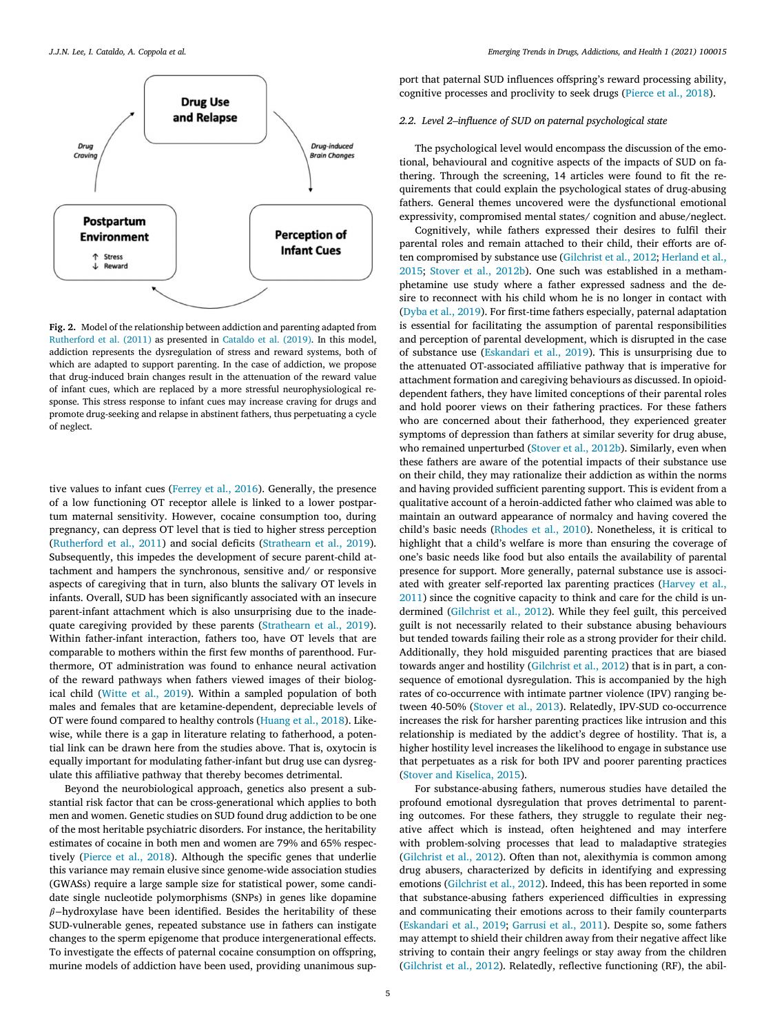Fig. 2. Model of the relationship between addiction and parenting adapted from Rutherford et al. (2011) as presented in Cataldo et al. (2019). In this model, addiction represents the dysregulation of stress and reward systems, both of which are adapted to support parenting. In the case of addiction, we propose that drug-induced brain changes result in the attenuation of the reward value of infant cues, which are replaced by a more stressful neurophysiological response. This stress response to infant cues may increase craving for drugs and promote drug-seeking and relapse in abstinent fathers, thus perpetuating a cycle of neglect.

tive values to infant cues (Ferrey et al., 2016). Generally, the presence of a low functioning OT receptor allele is linked to a lower postpartum maternal sensitivity. However, cocaine consumption too, during pregnancy, can depress OT level that is tied to higher stress perception (Rutherford et al., 2011) and social deficits (Strathearn et al., 2019). Subsequently, this impedes the development of secure parent-child attachment and hampers the synchronous, sensitive and/ or responsive aspects of caregiving that in turn, also blunts the salivary OT levels in infants. Overall, SUD has been significantly associated with an insecure parent-infant attachment which is also unsurprising due to the inadequate caregiving provided by these parents (Strathearn et al., 2019). Within father-infant interaction, fathers too, have OT levels that are comparable to mothers within the first few months of parenthood. Furthermore, OT administration was found to enhance neural activation of the reward pathways when fathers viewed images of their biological child (Witte et al., 2019). Within a sampled population of both males and females that are ketamine-dependent, depreciable levels of OT were found compared to healthy controls (Huang et al., 2018). Likewise, while there is a gap in literature relating to fatherhood, a potential link can be drawn here from the studies above. That is, oxytocin is equally important for modulating father-infant but drug use can dysregulate this affiliative pathway that thereby becomes detrimental.

Beyond the neurobiological approach, genetics also present a substantial risk factor that can be cross-generational which applies to both men and women. Genetic studies on SUD found drug addiction to be one of the most heritable psychiatric disorders. For instance, the heritability estimates of cocaine in both men and women are 79% and 65% respectively (Pierce et al., 2018). Although the specific genes that underlie this variance may remain elusive since genome-wide association studies (GWASs) require a large sample size for statistical power, some candidate single nucleotide polymorphisms (SNPs) in genes like dopamine $\beta$−hydroxylase have been identified. Besides the heritability of these SUD-vulnerable genes, repeated substance use in fathers can instigate changes to the sperm epigenome that produce intergenerational effects. To investigate the effects of paternal cocaine consumption on offspring, murine models of addiction have been used, providing unanimous support that paternal SUD influences offspring's reward processing ability, cognitive processes and proclivity to seek drugs (Pierce et al., 2018).

### 2.2. Level 2–influence of SUD on paternal psychological state

The psychological level would encompass the discussion of the emotional, behavioural and cognitive aspects of the impacts of SUD on fathering. Through the screening, 14 articles were found to fit the requirements that could explain the psychological states of drug-abusing fathers. General themes uncovered were the dysfunctional emotional expressivity, compromised mental states/ cognition and abuse/neglect.

Cognitively, while fathers expressed their desires to fulfil their parental roles and remain attached to their child, their efforts are often compromised by substance use (Gilchrist et al., 2012; Herland et al., 2015; Stover et al., 2012b). One such was established in a methamphetamine use study where a father expressed sadness and the desire to reconnect with his child whom he is no longer in contact with (Dyba et al., 2019). For first-time fathers especially, paternal adaptation is essential for facilitating the assumption of parental responsibilities and perception of parental development, which is disrupted in the case of substance use (Eskandari et al., 2019). This is unsurprising due to the attenuated OT-associated affiliative pathway that is imperative for attachment formation and caregiving behaviours as discussed. In opioid-dependent fathers, they have limited conceptions of their parental roles and hold poorer views on their fathering practices. For these fathers who are concerned about their fatherhood, they experienced greater symptoms of depression than fathers at similar severity for drug abuse, who remained unperturbed (Stover et al., 2012b). Similarly, even when these fathers are aware of the potential impacts of their substance use on their child, they may rationalize their addiction as within the norms and having provided sufficient parenting support. This is evident from a qualitative account of a heroin-addicted father who claimed was able to maintain an outward appearance of normalcy and having covered the child's basic needs (Rhodes et al., 2010). Nonetheless, it is critical to highlight that a child's welfare is more than ensuring the coverage of one's basic needs like food but also entails the availability of parental presence for support. More generally, paternal substance use is associated with greater self-reported lax parenting practices (Harvey et al., 2011) since the cognitive capacity to think and care for the child is undermined (Gilchrist et al., 2012). While they feel guilt, this perceived guilt is not necessarily related to their substance abusing behaviours but tended towards failing their role as a strong provider for their child. Additionally, they hold misguided parenting practices that are biased towards anger and hostility (Gilchrist et al., 2012) that is in part, a consequence of emotional dysregulation. This is accompanied by the high rates of co-occurrence with intimate partner violence (IPV) ranging between 40-50% (Stover et al., 2013). Relatedly, IPV-SUD co-occurrence increases the risk for harsher parenting practices like intrusion and this relationship is mediated by the addict's degree of hostility. That is, a higher hostility level increases the likelihood to engage in substance use that perpetuates as a risk for both IPV and poorer parenting practices (Stover and Kiselica, 2015).

For substance-abusing fathers, numerous studies have detailed the profound emotional dysregulation that proves detrimental to parenting outcomes. For these fathers, they struggle to regulate their negative affect which is instead, often heightened and may interfere with problem-solving processes that lead to maladaptive strategies (Gilchrist et al., 2012). Often than not, alexithymia is common among drug abusers, characterized by deficits in identifying and expressing emotions (Gilchrist et al., 2012). Indeed, this has been reported in some that substance-abusing fathers experienced difficulties in expressing and communicating their emotions across to their family counterparts (Eskandari et al., 2019; Garrusi et al., 2011). Despite so, some fathers may attempt to shield their children away from their negative affect like striving to contain their angry feelings or stay away from the children (Gilchrist et al., 2012). Relatedly, reflective functioning (RF), the abil-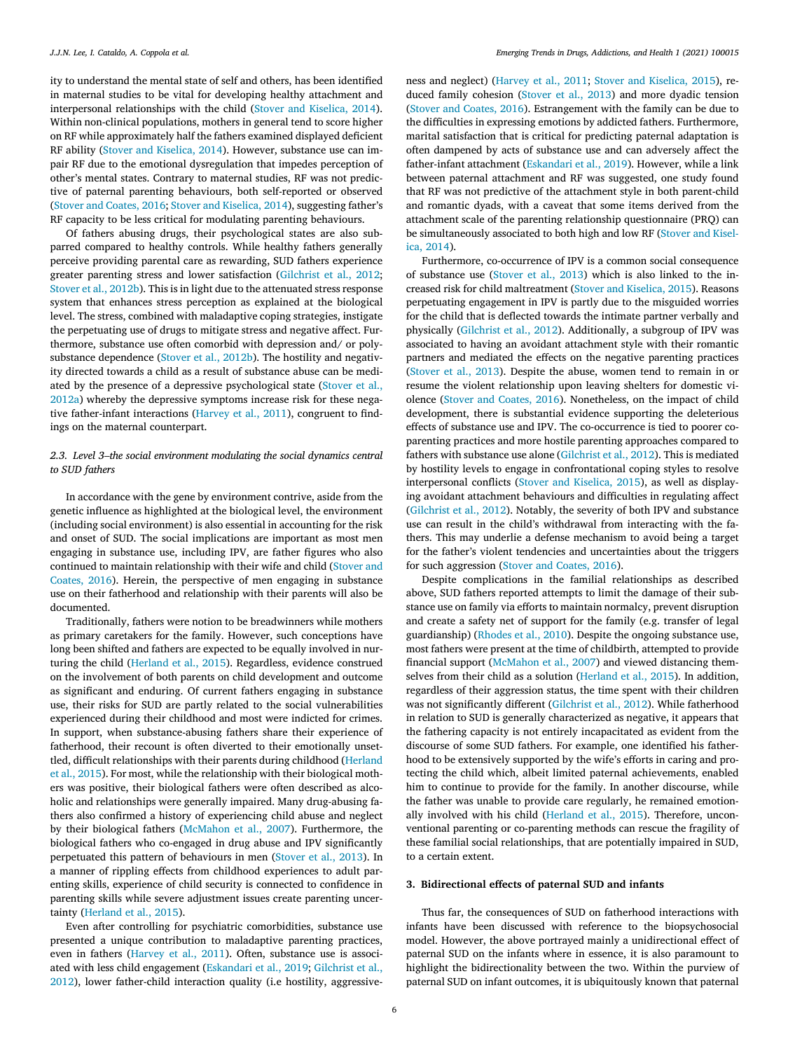ity to understand the mental state of self and others, has been identified in maternal studies to be vital for developing healthy attachment and interpersonal relationships with the child (Stover and Kiselica, 2014). Within non-clinical populations, mothers in general tend to score higher on RF while approximately half the fathers examined displayed deficient RF ability (Stover and Kiselica, 2014). However, substance use can impair RF due to the emotional dysregulation that impedes perception of other's mental states. Contrary to maternal studies, RF was not predictive of paternal parenting behaviours, both self-reported or observed (Stover and Coates, 2016; Stover and Kiselica, 2014), suggesting father's RF capacity to be less critical for modulating parenting behaviours.

Of fathers abusing drugs, their psychological states are also subparred compared to healthy controls. While healthy fathers generally perceive providing parental care as rewarding, SUD fathers experience greater parenting stress and lower satisfaction (Gilchrist et al., 2012; Stover et al., 2012b). This is in light due to the attenuated stress response system that enhances stress perception as explained at the biological level. The stress, combined with maladaptive coping strategies, instigate the perpetuating use of drugs to mitigate stress and negative affect. Furthermore, substance use often comorbid with depression and/ or polysubstance dependence (Stover et al., 2012b). The hostility and negativity directed towards a child as a result of substance abuse can be mediated by the presence of a depressive psychological state (Stover et al., 2012a) whereby the depressive symptoms increase risk for these negative father-infant interactions (Harvey et al., 2011), congruent to findings on the maternal counterpart.

### 2.3. Level 3–the social environment modulating the social dynamics central to SUD fathers

In accordance with the gene by environment contrive, aside from the genetic influence as highlighted at the biological level, the environment (including social environment) is also essential in accounting for the risk and onset of SUD. The social implications are important as most men engaging in substance use, including IPV, are father figures who also continued to maintain relationship with their wife and child (Stover and Coates, 2016). Herein, the perspective of men engaging in substance use on their fatherhood and relationship with their parents will also be documented.

Traditionally, fathers were notion to be breadwinners while mothers as primary caretakers for the family. However, such conceptions have long been shifted and fathers are expected to be equally involved in nurturing the child (Herland et al., 2015). Regardless, evidence construed on the involvement of both parents on child development and outcome as significant and enduring. Of current fathers engaging in substance use, their risks for SUD are partly related to the social vulnerabilities experienced during their childhood and most were indicted for crimes. In support, when substance-abusing fathers share their experience of fatherhood, their recount is often diverted to their emotionally unsettled, difficult relationships with their parents during childhood (Herland et al., 2015). For most, while the relationship with their biological mothers was positive, their biological fathers were often described as alcoholic and relationships were generally impaired. Many drug-abusing fathers also confirmed a history of experiencing child abuse and neglect by their biological fathers (McMahon et al., 2007). Furthermore, the biological fathers who co-engaged in drug abuse and IPV significantly perpetuated this pattern of behaviours in men (Stover et al., 2013). In a manner of rippling effects from childhood experiences to adult parenting skills, experience of child security is connected to confidence in parenting skills while severe adjustment issues create parenting uncertainty (Herland et al., 2015).

Even after controlling for psychiatric comorbidities, substance use presented a unique contribution to maladaptive parenting practices, even in fathers (Harvey et al., 2011). Often, substance use is associated with less child engagement (Eskandari et al., 2019; Gilchrist et al., 2012), lower father-child interaction quality (i.e hostility, aggressiveness and neglect) (Harvey et al., 2011; Stover and Kiselica, 2015), reduced family cohesion (Stover et al., 2013) and more dyadic tension (Stover and Coates, 2016). Estrangement with the family can be due to the difficulties in expressing emotions by addicted fathers. Furthermore, marital satisfaction that is critical for predicting paternal adaptation is often dampened by acts of substance use and can adversely affect the father-infant attachment (Eskandari et al., 2019). However, while a link between paternal attachment and RF was suggested, one study found that RF was not predictive of the attachment style in both parent-child and romantic dyads, with a caveat that some items derived from the attachment scale of the parenting relationship questionnaire (PRQ) can be simultaneously associated to both high and low RF (Stover and Kiselica, 2014).

Furthermore, co-occurrence of IPV is a common social consequence of substance use (Stover et al., 2013) which is also linked to the increased risk for child maltreatment (Stover and Kiselica, 2015). Reasons perpetuating engagement in IPV is partly due to the misguided worries for the child that is deflected towards the intimate partner verbally and physically (Gilchrist et al., 2012). Additionally, a subgroup of IPV was associated to having an avoidant attachment style with their romantic partners and mediated the effects on the negative parenting practices (Stover et al., 2013). Despite the abuse, women tend to remain in or resume the violent relationship upon leaving shelters for domestic violence (Stover and Coates, 2016). Nonetheless, on the impact of child development, there is substantial evidence supporting the deleterious effects of substance use and IPV. The co-occurrence is tied to poorer co-parenting practices and more hostile parenting approaches compared to fathers with substance use alone (Gilchrist et al., 2012). This is mediated by hostility levels to engage in confrontational coping styles to resolve interpersonal conflicts (Stover and Kiselica, 2015), as well as displaying avoidant attachment behaviours and difficulties in regulating affect (Gilchrist et al., 2012). Notably, the severity of both IPV and substance use can result in the child's withdrawal from interacting with the fathers. This may underlie a defense mechanism to avoid being a target for the father's violent tendencies and uncertainties about the triggers for such aggression (Stover and Coates, 2016).

Despite complications in the familial relationships as described above, SUD fathers reported attempts to limit the damage of their substance use on family via efforts to maintain normalcy, prevent disruption and create a safety net of support for the family (e.g. transfer of legal guardianship) (Rhodes et al., 2010). Despite the ongoing substance use, most fathers were present at the time of childbirth, attempted to provide financial support (McMahon et al., 2007) and viewed distancing themselves from their child as a solution (Herland et al., 2015). In addition, regardless of their aggression status, the time spent with their children was not significantly different (Gilchrist et al., 2012). While fatherhood in relation to SUD is generally characterized as negative, it appears that the fathering capacity is not entirely incapacitated as evident from the discourse of some SUD fathers. For example, one identified his fatherhood to be extensively supported by the wife's efforts in caring and protecting the child which, albeit limited paternal achievements, enabled him to continue to provide for the family. In another discourse, while the father was unable to provide care regularly, he remained emotionally involved with his child (Herland et al., 2015). Therefore, unconventional parenting or co-parenting methods can rescue the fragility of these familial social relationships, that are potentially impaired in SUD, to a certain extent.

## 3. Bidirectional effects of paternal SUD and infants

Thus far, the consequences of SUD on fatherhood interactions with infants have been discussed with reference to the biopsychosocial model. However, the above portrayed mainly a unidirectional effect of paternal SUD on the infants where in essence, it is also paramount to highlight the bidirectionality between the two. Within the purview of paternal SUD on infant outcomes, it is ubiquitously known that paternal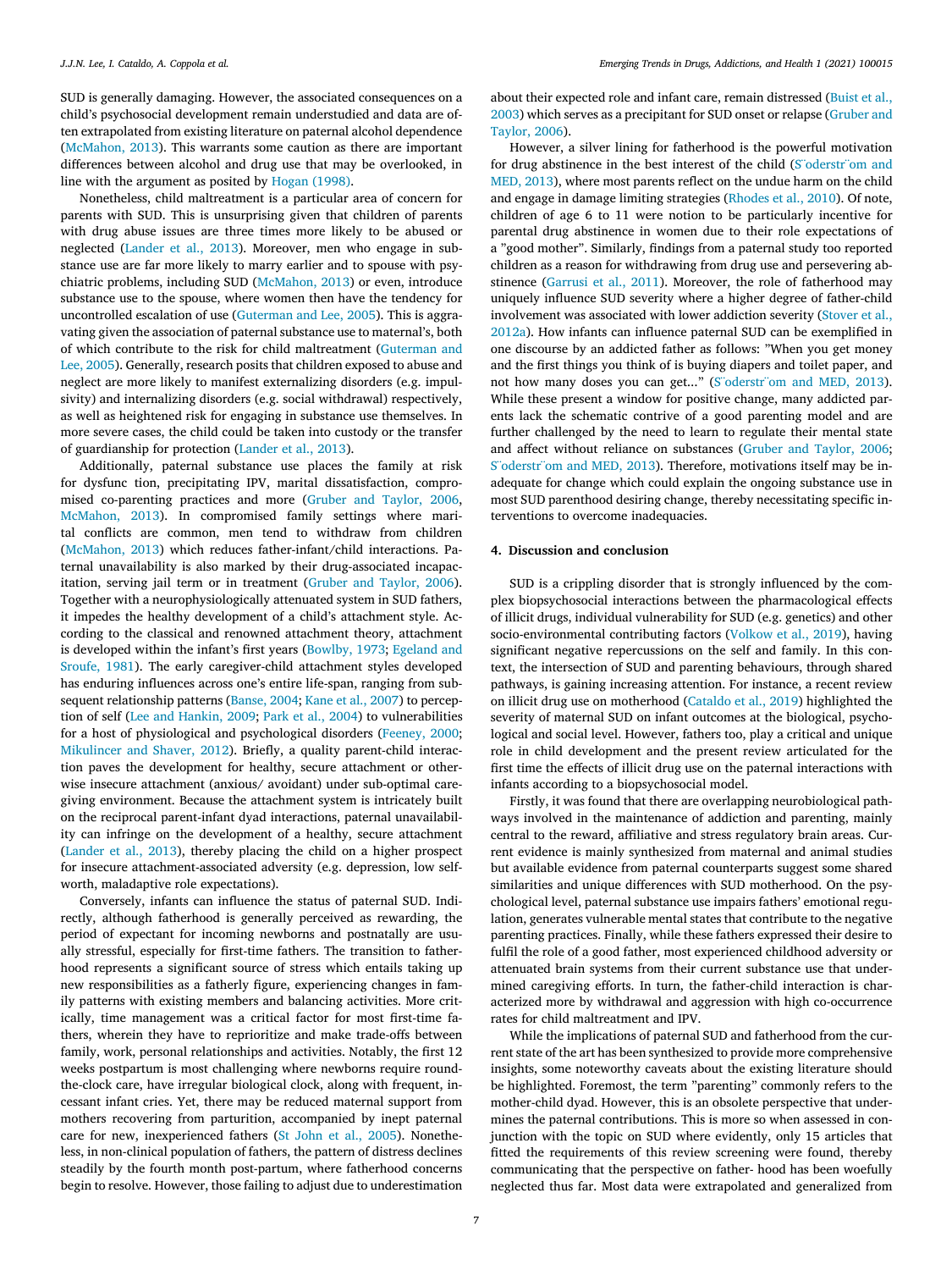SUD is generally damaging. However, the associated consequences on a child's psychosocial development remain understudied and data are often extrapolated from existing literature on paternal alcohol dependence (McMahon, 2013). This warrants some caution as there are important differences between alcohol and drug use that may be overlooked, in line with the argument as posited by Hogan (1998).

Nonetheless, child maltreatment is a particular area of concern for parents with SUD. This is unsurprising given that children of parents with drug abuse issues are three times more likely to be abused or neglected (Lander et al., 2013). Moreover, men who engage in substance use are far more likely to marry earlier and to spouse with psychiatric problems, including SUD (McMahon, 2013) or even, introduce substance use to the spouse, where women then have the tendency for uncontrolled escalation of use (Guterman and Lee, 2005). This is aggravating given the association of paternal substance use to maternal's, both of which contribute to the risk for child maltreatment (Guterman and Lee, 2005). Generally, research posits that children exposed to abuse and neglect are more likely to manifest externalizing disorders (e.g. impulsivity) and internalizing disorders (e.g. social withdrawal) respectively, as well as heightened risk for engaging in substance use themselves. In more severe cases, the child could be taken into custody or the transfer of guardianship for protection (Lander et al., 2013).

Additionally, paternal substance use places the family at risk for dysfunc tion, precipitating IPV, marital dissatisfaction, compromised co-parenting practices and more (Gruber and Taylor, 2006, McMahon, 2013). In compromised family settings where marital conflicts are common, men tend to withdraw from children (McMahon, 2013) which reduces father-infant/child interactions. Paternal unavailability is also marked by their drug-associated incapacitation, serving jail term or in treatment (Gruber and Taylor, 2006). Together with a neurophysiologically attenuated system in SUD fathers, it impedes the healthy development of a child's attachment style. According to the classical and renowned attachment theory, attachment is developed within the infant's first years (Bowlby, 1973; Egeland and Sroufe, 1981). The early caregiver-child attachment styles developed has enduring influences across one's entire life-span, ranging from subsequent relationship patterns (Banse, 2004; Kane et al., 2007) to perception of self (Lee and Hankin, 2009; Park et al., 2004) to vulnerabilities for a host of physiological and psychological disorders (Feeney, 2000; Mikulincer and Shaver, 2012). Briefly, a quality parent-child interaction paves the development for healthy, secure attachment or otherwise insecure attachment (anxious/ avoidant) under sub-optimal caregiving environment. Because the attachment system is intricately built on the reciprocal parent-infant dyad interactions, paternal unavailability can infringe on the development of a healthy, secure attachment (Lander et al., 2013), thereby placing the child on a higher prospect for insecure attachment-associated adversity (e.g. depression, low self-worth, maladaptive role expectations).

Conversely, infants can influence the status of paternal SUD. Indirectly, although fatherhood is generally perceived as rewarding, the period of expectant for incoming newborns and postnatally are usually stressful, especially for first-time fathers. The transition to fatherhood represents a significant source of stress which entails taking up new responsibilities as a fatherly figure, experiencing changes in family patterns with existing members and balancing activities. More critically, time management was a critical factor for most first-time fathers, wherein they have to reprioritize and make trade-offs between family, work, personal relationships and activities. Notably, the first 12 weeks postpartum is most challenging where newborns require round-the-clock care, have irregular biological clock, along with frequent, incessant infant cries. Yet, there may be reduced maternal support from mothers recovering from parturition, accompanied by inept paternal care for new, inexperienced fathers (St John et al., 2005). Nonetheless, in non-clinical population of fathers, the pattern of distress declines steadily by the fourth month post-partum, where fatherhood concerns begin to resolve. However, those failing to adjust due to underestimation about their expected role and infant care, remain distressed (Buist et al., 2003) which serves as a precipitant for SUD onset or relapse (Gruber and Taylor, 2006).

However, a silver lining for fatherhood is the powerful motivation for drug abstinence in the best interest of the child (S¨oderstr¨om and MED, 2013), where most parents reflect on the undue harm on the child and engage in damage limiting strategies (Rhodes et al., 2010). Of note, children of age 6 to 11 were notion to be particularly incentive for parental drug abstinence in women due to their role expectations of a "good mother". Similarly, findings from a paternal study too reported children as a reason for withdrawing from drug use and persevering abstinence (Garrusi et al., 2011). Moreover, the role of fatherhood may uniquely influence SUD severity where a higher degree of father-child involvement was associated with lower addiction severity (Stover et al., 2012a). How infants can influence paternal SUD can be exemplified in one discourse by an addicted father as follows: "When you get money and the first things you think of is buying diapers and toilet paper, and not how many doses you can get..." (S¨oderstr¨om and MED, 2013). While these present a window for positive change, many addicted parents lack the schematic contrive of a good parenting model and are further challenged by the need to learn to regulate their mental state and affect without reliance on substances (Gruber and Taylor, 2006; S¨oderstr¨om and MED, 2013). Therefore, motivations itself may be inadequate for change which could explain the ongoing substance use in most SUD parenthood desiring change, thereby necessitating specific interventions to overcome inadequacies.

## 4. Discussion and conclusion

SUD is a crippling disorder that is strongly influenced by the complex biopsychosocial interactions between the pharmacological effects of illicit drugs, individual vulnerability for SUD (e.g. genetics) and other socio-environmental contributing factors (Volkow et al., 2019), having significant negative repercussions on the self and family. In this context, the intersection of SUD and parenting behaviours, through shared pathways, is gaining increasing attention. For instance, a recent review on illicit drug use on motherhood (Cataldo et al., 2019) highlighted the severity of maternal SUD on infant outcomes at the biological, psychological and social level. However, fathers too, play a critical and unique role in child development and the present review articulated for the first time the effects of illicit drug use on the paternal interactions with infants according to a biopsychosocial model.

Firstly, it was found that there are overlapping neurobiological pathways involved in the maintenance of addiction and parenting, mainly central to the reward, affiliative and stress regulatory brain areas. Current evidence is mainly synthesized from maternal and animal studies but available evidence from paternal counterparts suggest some shared similarities and unique differences with SUD motherhood. On the psychological level, paternal substance use impairs fathers' emotional regulation, generates vulnerable mental states that contribute to the negative parenting practices. Finally, while these fathers expressed their desire to fulfil the role of a good father, most experienced childhood adversity or attenuated brain systems from their current substance use that undermined caregiving efforts. In turn, the father-child interaction is characterized more by withdrawal and aggression with high co-occurrence rates for child maltreatment and IPV.

While the implications of paternal SUD and fatherhood from the current state of the art has been synthesized to provide more comprehensive insights, some noteworthy caveats about the existing literature should be highlighted. Foremost, the term "parenting" commonly refers to the mother-child dyad. However, this is an obsolete perspective that undermines the paternal contributions. This is more so when assessed in conjunction with the topic on SUD where evidently, only 15 articles that fitted the requirements of this review screening were found, thereby communicating that the perspective on father- hood has been woefully neglected thus far. Most data were extrapolated and generalized from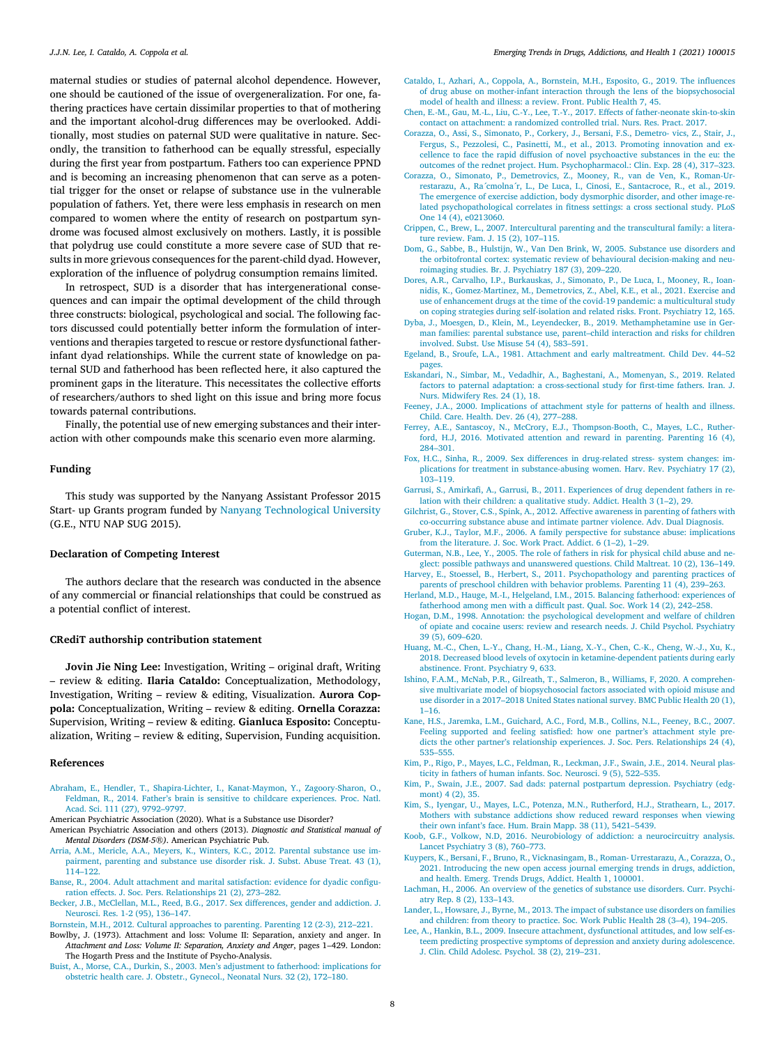maternal studies or studies of paternal alcohol dependence. However, one should be cautioned of the issue of overgeneralization. For one, fathering practices have certain dissimilar properties to that of mothering and the important alcohol-drug differences may be overlooked. Additionally, most studies on paternal SUD were qualitative in nature. Secondly, the transition to fatherhood can be equally stressful, especially during the first year from postpartum. Fathers too can experience PPND and is becoming an increasing phenomenon that can serve as a potential trigger for the onset or relapse of substance use in the vulnerable population of fathers. Yet, there were less emphasis in research on men compared to women where the entity of research on postpartum syndrome was focused almost exclusively on mothers. Lastly, it is possible that polydrug use could constitute a more severe case of SUD that results in more grievous consequences for the parent-child dyad. However, exploration of the influence of polydrug consumption remains limited.

In retrospect, SUD is a disorder that has intergenerational consequences and can impair the optimal development of the child through three constructs: biological, psychological and social. The following factors discussed could potentially better inform the formulation of interventions and therapies targeted to rescue or restore dysfunctional father-infant dyad relationships. While the current state of knowledge on paternal SUD and fatherhood has been reflected here, it also captured the prominent gaps in the literature. This necessitates the collective efforts of researchers/authors to shed light on this issue and bring more focus towards paternal contributions.

Finally, the potential use of new emerging substances and their interaction with other compounds make this scenario even more alarming.

## Funding

This study was supported by the Nanyang Assistant Professor 2015 Start- up Grants program funded by Nanyang Technological University (G.E., NTU NAP SUG 2015).

## Declaration of Competing Interest

The authors declare that the research was conducted in the absence of any commercial or financial relationships that could be construed as a potential conflict of interest.

## CRediT authorship contribution statement

**Jovin Jie Ning Lee:** Investigation, Writing – original draft, Writing – review & editing. **Ilaria Cataldo:** Conceptualization, Methodology, Investigation, Writing – review & editing, Visualization. **Aurora Coppola:** Conceptualization, Writing – review & editing. **Ornella Corazza:** Supervision, Writing – review & editing. **Gianluca Esposito:** Conceptualization, Writing – review & editing, Supervision, Funding acquisition.

## References

Abraham, E., Hendler, T., Shapira-Lichter, I., Kanat-Maymon, Y., Zagoory-Sharon, O., Feldman, R., 2014. Father's brain is sensitive to childcare experiences. Proc. Natl. Acad. Sci. 111 (27), 9792–9797.

American Psychiatric Association (2020). What is a Substance use Disorder?

American Psychiatric Association and others (2013). *Diagnostic and Statistical manual of Mental Disorders (DSM-5®)*. American Psychiatric Pub.

Arria, A.M., Mericle, A.A., Meyers, K., Winters, K.C., 2012. Parental substance use impairment, parenting and substance use disorder risk. J. Subst. Abuse Treat. 43 (1), 114–122.

Banse, R., 2004. Adult attachment and marital satisfaction: evidence for dyadic configuration effects. J. Soc. Pers. Relationships 21 (2), 273–282.

Becker, J.B., McClellan, M.L., Reed, B.G., 2017. Sex differences, gender and addiction. J. Neurosci. Res. 1-2 (95), 136–147.

Bornstein, M.H., 2012. Cultural approaches to parenting. Parenting 12 (2-3), 212–221.

Bowlby, J. (1973). Attachment and loss: Volume II: Separation, anxiety and anger. In *Attachment and Loss: Volume II: Separation, Anxiety and Anger*, pages 1–429. London: The Hogarth Press and the Institute of Psycho-Analysis.

Buist, A., Morse, C.A., Durkin, S., 2003. Men's adjustment to fatherhood: implications for obstetric health care. J. Obstetr., Gynecol., Neonatal Nurs. 32 (2), 172–180.

Cataldo, I., Azhari, A., Coppola, A., Bornstein, M.H., Esposito, G., 2019. The influences of drug abuse on mother-infant interaction through the lens of the biopsychosocial model of health and illness: a review. Front. Public Health 7, 45.

Chen, E.-M., Gau, M.-L., Liu, C.-Y., Lee, T.-Y., 2017. Effects of father-neonate skin-to-skin contact on attachment: a randomized controlled trial. Nurs. Res. Pract. 2017.

Corazza, O., Assi, S., Simonato, P., Corkery, J., Bersani, F.S., Demetro- vics, Z., Stair, J., Fergus, S., Pezzolesi, C., Pasinetti, M., et al., 2013. Promoting innovation and excellence to face the rapid diffusion of novel psychoactive substances in the eu: the outcomes of the rednet project. Hum. Psychopharmacol.: Clin. Exp. 28 (4), 317–323.

Corazza, O., Simonato, P., Demetrovics, Z., Mooney, R., van de Ven, K., Roman-Urrestarazu, A., Ra´cmolna´r, L., De Luca, I., Cinosi, E., Santacroce, R., et al., 2019. The emergence of exercise addiction, body dysmorphic disorder, and other image-related psychopathological correlates in fitness settings: a cross sectional study. PLoS One 14 (4), e0213060.

Crippen, C., Brew, L., 2007. Intercultural parenting and the transcultural family: a literature review. Fam. J. 15 (2), 107–115.

Dom, G., Sabbe, B., Hulstijn, W., Van Den Brink, W, 2005. Substance use disorders and the orbitofrontal cortex: systematic review of behavioural decision-making and neuroimaging studies. Br. J. Psychiatry 187 (3), 209–220.

Dores, A.R., Carvalho, I.P., Burkauskas, J., Simonato, P., De Luca, I., Mooney, R., Ioannidis, K., Gomez-Martinez, M., Demetrovics, Z., Abel, K.E., et al., 2021. Exercise and use of enhancement drugs at the time of the covid-19 pandemic: a multicultural study on coping strategies during self-isolation and related risks. Front. Psychiatry 12, 165.

Dyba, J., Moesgen, D., Klein, M., Leyendecker, B., 2019. Methamphetamine use in German families: parental substance use, parent–child interaction and risks for children involved. Subst. Use Misuse 54 (4), 583–591.

Egeland, B., Sroufe, L.A., 1981. Attachment and early maltreatment. Child Dev. 44–52 pages.

Eskandari, N., Simbar, M., Vedadhir, A., Baghestani, A., Momenyan, S., 2019. Related factors to paternal adaptation: a cross-sectional study for first-time fathers. Iran. J. Nurs. Midwifery Res. 24 (1), 18.

Feeney, J.A., 2000. Implications of attachment style for patterns of health and illness. Child. Care. Health. Dev. 26 (4), 277–288.

Ferrey, A.E., Santascoy, N., McCrory, E.J., Thompson-Booth, C., Mayes, L.C., Rutherford, H.J, 2016. Motivated attention and reward in parenting. Parenting 16 (4), 284–301.

Fox, H.C., Sinha, R., 2009. Sex differences in drug-related stress- system changes: implications for treatment in substance-abusing women. Harv. Rev. Psychiatry 17 (2), 103–119.

Garrusi, S., Amirkafi, A., Garrusi, B., 2011. Experiences of drug dependent fathers in relation with their children: a qualitative study. Addict. Health 3 (1–2), 29.

Gilchrist, G., Stover, C.S., Spink, A., 2012. Affective awareness in parenting of fathers with co-occurring substance abuse and intimate partner violence. Adv. Dual Diagnosis.

Gruber, K.J., Taylor, M.F., 2006. A family perspective for substance abuse: implications from the literature. J. Soc. Work Pract. Addict. 6 (1–2), 1–29.

Guterman, N.B., Lee, Y., 2005. The role of fathers in risk for physical child abuse and neglect: possible pathways and unanswered questions. Child Maltreat. 10 (2), 136–149.

Harvey, E., Stoessel, B., Herbert, S., 2011. Psychopathology and parenting practices of parents of preschool children with behavior problems. Parenting 11 (4), 239–263.

Herland, M.D., Hauge, M.-I., Helgeland, I.M., 2015. Balancing fatherhood: experiences of fatherhood among men with a difficult past. Qual. Soc. Work 14 (2), 242–258.

Hogan, D.M., 1998. Annotation: the psychological development and welfare of children of opiate and cocaine users: review and research needs. J. Child Psychol. Psychiatry 39 (5), 609–620.

Huang, M.-C., Chen, L.-Y., Chang, H.-M., Liang, X.-Y., Chen, C.-K., Cheng, W.-J., Xu, K., 2018. Decreased blood levels of oxytocin in ketamine-dependent patients during early abstinence. Front. Psychiatry 9, 633.

Ishino, F.A.M., McNab, P.R., Gilreath, T., Salmeron, B., Williams, F, 2020. A comprehensive multivariate model of biopsychosocial factors associated with opioid misuse and use disorder in a 2017–2018 United States national survey. BMC Public Health 20 (1), 1–16.

Kane, H.S., Jaremka, L.M., Guichard, A.C., Ford, M.B., Collins, N.L., Feeney, B.C., 2007. Feeling supported and feeling satisfied: how one partner's attachment style predicts the other partner's relationship experiences. J. Soc. Pers. Relationships 24 (4), 535–555.

Kim, P., Rigo, P., Mayes, L.C., Feldman, R., Leckman, J.F., Swain, J.E., 2014. Neural plasticity in fathers of human infants. Soc. Neurosci. 9 (5), 522–535.

Kim, P., Swain, J.E., 2007. Sad dads: paternal postpartum depression. Psychiatry (edgmont) 4 (2), 35.

Kim, S., Iyengar, U., Mayes, L.C., Potenza, M.N., Rutherford, H.J., Strathearn, L., 2017. Mothers with substance addictions show reduced reward responses when viewing their own infant's face. Hum. Brain Mapp. 38 (11), 5421–5439.

Koob, G.F., Volkow, N.D, 2016. Neurobiology of addiction: a neurocircuitry analysis. Lancet Psychiatry 3 (8), 760–773.

Kuypers, K., Bersani, F., Bruno, R., Vicknasingam, B., Roman- Urrestarazu, A., Corazza, O., 2021. Introducing the new open access journal emerging trends in drugs, addiction, and health. Emerg. Trends Drugs, Addict. Health 1, 100001.

Lachman, H., 2006. An overview of the genetics of substance use disorders. Curr. Psychiatry Rep. 8 (2), 133–143.

Lander, L., Howsare, J., Byrne, M., 2013. The impact of substance use disorders on families and children: from theory to practice. Soc. Work Public Health 28 (3–4), 194–205.

Lee, A., Hankin, B.L., 2009. Insecure attachment, dysfunctional attitudes, and low self-esteem predicting prospective symptoms of depression and anxiety during adolescence. J. Clin. Child Adolesc. Psychol. 38 (2), 219–231.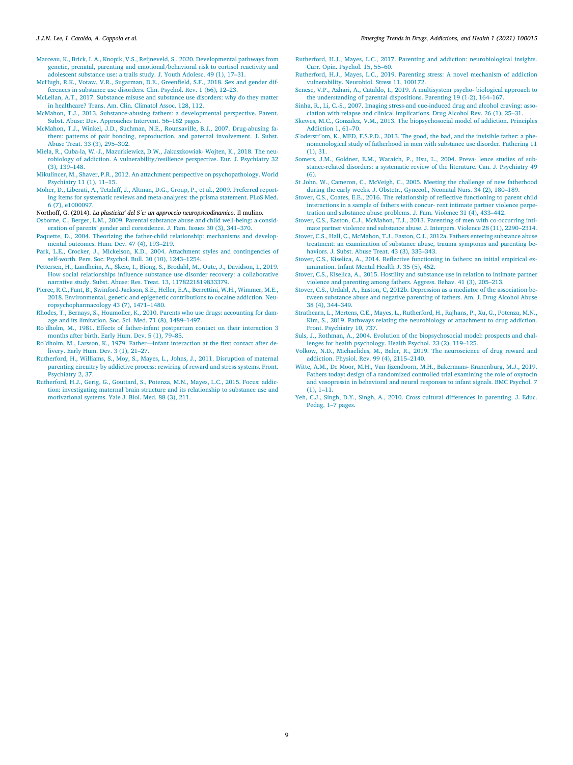Marceau, K., Brick, L.A., Knopik, V.S., Reijneveld, S., 2020. Developmental pathways from genetic, prenatal, parenting and emotional/behavioral risk to cortisol reactivity and adolescent substance use: a trails study. J. Youth Adolesc. 49 (1), 17–31.

McHugh, R.K., Votaw, V.R., Sugarman, D.E., Greenfield, S.F., 2018. Sex and gender differences in substance use disorders. Clin. Psychol. Rev. 1 (66), 12–23.

McLellan, A.T., 2017. Substance misuse and substance use disorders: why do they matter in healthcare? Trans. Am. Clin. Climatol Assoc. 128, 112.

McMahon, T.J., 2013. Substance-abusing fathers: a developmental perspective. Parent. Subst. Abuse: Dev. Approaches Intervent. 56–182 pages.

McMahon, T.J., Winkel, J.D., Suchman, N.E., Rounsaville, B.J., 2007. Drug-abusing fathers: patterns of pair bonding, reproduction, and paternal involvement. J. Subst. Abuse Treat. 33 (3), 295–302.

Miela, R., Cuba-la, W.-J., Mazurkiewicz, D.W., Jakuszkowiak- Wojten, K., 2018. The neurobiology of addiction. A vulnerability/resilience perspective. Eur. J. Psychiatry 32 (3), 139–148.

Mikulincer, M., Shaver, P.R., 2012. An attachment perspective on psychopathology. World Psychiatry 11 (1), 11–15.

Moher, D., Liberati, A., Tetzlaff, J., Altman, D.G., Group, P., et al., 2009. Preferred reporting items for systematic reviews and meta-analyses: the prisma statement. PLoS Med. 6 (7), e1000097.

Northoff, G. (2014). *La plasticita' del S´e: un approccio neuropsicodinamico*. Il mulino.

Osborne, C., Berger, L.M., 2009. Parental substance abuse and child well-being: a consideration of parents' gender and coresidence. J. Fam. Issues 30 (3), 341–370.

Paquette, D., 2004. Theorizing the father-child relationship: mechanisms and developmental outcomes. Hum. Dev. 47 (4), 193–219.

Park, L.E., Crocker, J., Mickelson, K.D., 2004. Attachment styles and contingencies of self-worth. Pers. Soc. Psychol. Bull. 30 (10), 1243–1254.

Pettersen, H., Landheim, A., Skeie, I., Biong, S., Brodahl, M., Oute, J., Davidson, L, 2019. How social relationships influence substance use disorder recovery: a collaborative narrative study. Subst. Abuse: Res. Treat. 13, 1178221819833379.

Pierce, R.C., Fant, B., Swinford-Jackson, S.E., Heller, E.A., Berrettini, W.H., Wimmer, M.E., 2018. Environmental, genetic and epigenetic contributions to cocaine addiction. Neuropsychopharmacology 43 (7), 1471–1480.

Rhodes, T., Bernays, S., Houmoller, K., 2010. Parents who use drugs: accounting for damage and its limitation. Soc. Sci. Med. 71 (8), 1489–1497.

Ro¨dholm, M., 1981. Effects of father-infant postpartum contact on their interaction 3 months after birth. Early Hum. Dev. 5 (1), 79–85.

Ro¨dholm, M., Larsson, K., 1979. Father—infant interaction at the first contact after delivery. Early Hum. Dev. 3 (1), 21–27.

Rutherford, H., Williams, S., Moy, S., Mayes, L., Johns, J., 2011. Disruption of maternal parenting circuitry by addictive process: rewiring of reward and stress systems. Front. Psychiatry 2, 37.

Rutherford, H.J., Gerig, G., Gouttard, S., Potenza, M.N., Mayes, L.C., 2015. Focus: addiction: investigating maternal brain structure and its relationship to substance use and motivational systems. Yale J. Biol. Med. 88 (3), 211.

Rutherford, H.J., Mayes, L.C., 2017. Parenting and addiction: neurobiological insights. Curr. Opin. Psychol. 15, 55–60.

Rutherford, H.J., Mayes, L.C., 2019. Parenting stress: A novel mechanism of addiction vulnerability. Neurobiol. Stress 11, 100172.

Senese, V.P., Azhari, A., Cataldo, I., 2019. A multisystem psycho- biological approach to the understanding of parental dispositions. Parenting 19 (1-2), 164–167.

Sinha, R., Li, C.-S., 2007. Imaging stress-and cue-induced drug and alcohol craving: association with relapse and clinical implications. Drug Alcohol Rev. 26 (1), 25–31.

Skewes, M.C., Gonzalez, V.M., 2013. The biopsychosocial model of addiction. Principles Addiction 1, 61–70.

S¨oderstr¨om, K., MED, F.S.P.D., 2013. The good, the bad, and the invisible father: a phenomenological study of fatherhood in men with substance use disorder. Fathering 11 (1), 31.

Somers, J.M., Goldner, E.M., Waraich, P., Hsu, L., 2004. Preva- lence studies of substance-related disorders: a systematic review of the literature. Can. J. Psychiatry 49 (6).

St John, W., Cameron, C., McVeigh, C., 2005. Meeting the challenge of new fatherhood during the early weeks. J. Obstetr., Gynecol., Neonatal Nurs. 34 (2), 180–189.

Stover, C.S., Coates, E.E., 2016. The relationship of reflective functioning to parent child interactions in a sample of fathers with concur- rent intimate partner violence perpetration and substance abuse problems. J. Fam. Violence 31 (4), 433–442.

Stover, C.S., Easton, C.J., McMahon, T.J., 2013. Parenting of men with co-occurring intimate partner violence and substance abuse. J. Interpers. Violence 28 (11), 2290–2314.

Stover, C.S., Hall, C., McMahon, T.J., Easton, C.J., 2012a. Fathers entering substance abuse treatment: an examination of substance abuse, trauma symptoms and parenting behaviors. J. Subst. Abuse Treat. 43 (3), 335–343.

Stover, C.S., Kiselica, A., 2014. Reflective functioning in fathers: an initial empirical examination. Infant Mental Health J. 35 (5), 452.

Stover, C.S., Kiselica, A., 2015. Hostility and substance use in relation to intimate partner violence and parenting among fathers. Aggress. Behav. 41 (3), 205–213.

Stover, C.S., Urdahl, A., Easton, C, 2012b. Depression as a mediator of the association between substance abuse and negative parenting of fathers. Am. J. Drug Alcohol Abuse 38 (4), 344–349.

Strathearn, L., Mertens, C.E., Mayes, L., Rutherford, H., Rajhans, P., Xu, G., Potenza, M.N., Kim, S., 2019. Pathways relating the neurobiology of attachment to drug addiction. Front. Psychiatry 10, 737.

Suls, J., Rothman, A., 2004. Evolution of the biopsychosocial model: prospects and challenges for health psychology. Health Psychol. 23 (2), 119–125.

Volkow, N.D., Michaelides, M., Baler, R., 2019. The neuroscience of drug reward and addiction. Physiol. Rev. 99 (4), 2115–2140.

Witte, A.M., De Moor, M.H., Van Ijzendoorn, M.H., Bakermans- Kranenburg, M.J., 2019. Fathers today: design of a randomized controlled trial examining the role of oxytocin and vasopressin in behavioral and neural responses to infant signals. BMC Psychol. 7 (1), 1–11.

Yeh, C.J., Singh, D.Y., Singh, A., 2010. Cross cultural differences in parenting. J. Educ. Pedag. 1–7 pages.